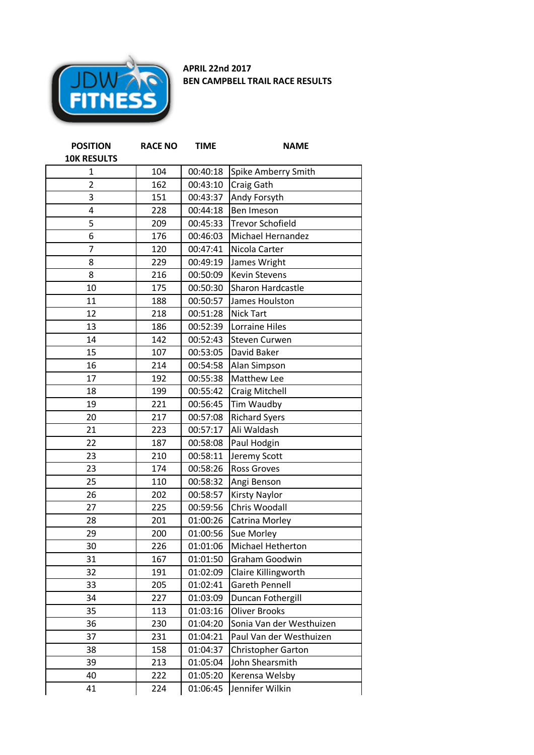**APRIL 22nd 2017**
**BEN CAMPBELL TRAIL RACE RESULTS**

| POSITION | RACE NO | TIME | NAME |
|---|---|---|---|
| **10K RESULTS** | | | |
| 1 | 104 | 00:40:18 | Spike Amberry Smith |
| 2 | 162 | 00:43:10 | Craig Gath |
| 3 | 151 | 00:43:37 | Andy Forsyth |
| 4 | 228 | 00:44:18 | Ben Imeson |
| 5 | 209 | 00:45:33 | Trevor Schofield |
| 6 | 176 | 00:46:03 | Michael Hernandez |
| 7 | 120 | 00:47:41 | Nicola Carter |
| 8 | 229 | 00:49:19 | James Wright |
| 8 | 216 | 00:50:09 | Kevin Stevens |
| 10 | 175 | 00:50:30 | Sharon Hardcastle |
| 11 | 188 | 00:50:57 | James Houlston |
| 12 | 218 | 00:51:28 | Nick Tart |
| 13 | 186 | 00:52:39 | Lorraine Hiles |
| 14 | 142 | 00:52:43 | Steven Curwen |
| 15 | 107 | 00:53:05 | David Baker |
| 16 | 214 | 00:54:58 | Alan Simpson |
| 17 | 192 | 00:55:38 | Matthew Lee |
| 18 | 199 | 00:55:42 | Craig Mitchell |
| 19 | 221 | 00:56:45 | Tim Waudby |
| 20 | 217 | 00:57:08 | Richard Syers |
| 21 | 223 | 00:57:17 | Ali Waldash |
| 22 | 187 | 00:58:08 | Paul Hodgin |
| 23 | 210 | 00:58:11 | Jeremy Scott |
| 23 | 174 | 00:58:26 | Ross Groves |
| 25 | 110 | 00:58:32 | Angi Benson |
| 26 | 202 | 00:58:57 | Kirsty Naylor |
| 27 | 225 | 00:59:56 | Chris Woodall |
| 28 | 201 | 01:00:26 | Catrina Morley |
| 29 | 200 | 01:00:56 | Sue Morley |
| 30 | 226 | 01:01:06 | Michael Hetherton |
| 31 | 167 | 01:01:50 | Graham Goodwin |
| 32 | 191 | 01:02:09 | Claire Killingworth |
| 33 | 205 | 01:02:41 | Gareth Pennell |
| 34 | 227 | 01:03:09 | Duncan Fothergill |
| 35 | 113 | 01:03:16 | Oliver Brooks |
| 36 | 230 | 01:04:20 | Sonia Van der Westhuizen |
| 37 | 231 | 01:04:21 | Paul Van der Westhuizen |
| 38 | 158 | 01:04:37 | Christopher Garton |
| 39 | 213 | 01:05:04 | John Shearsmith |
| 40 | 222 | 01:05:20 | Kerensa Welsby |
| 41 | 224 | 01:06:45 | Jennifer Wilkin |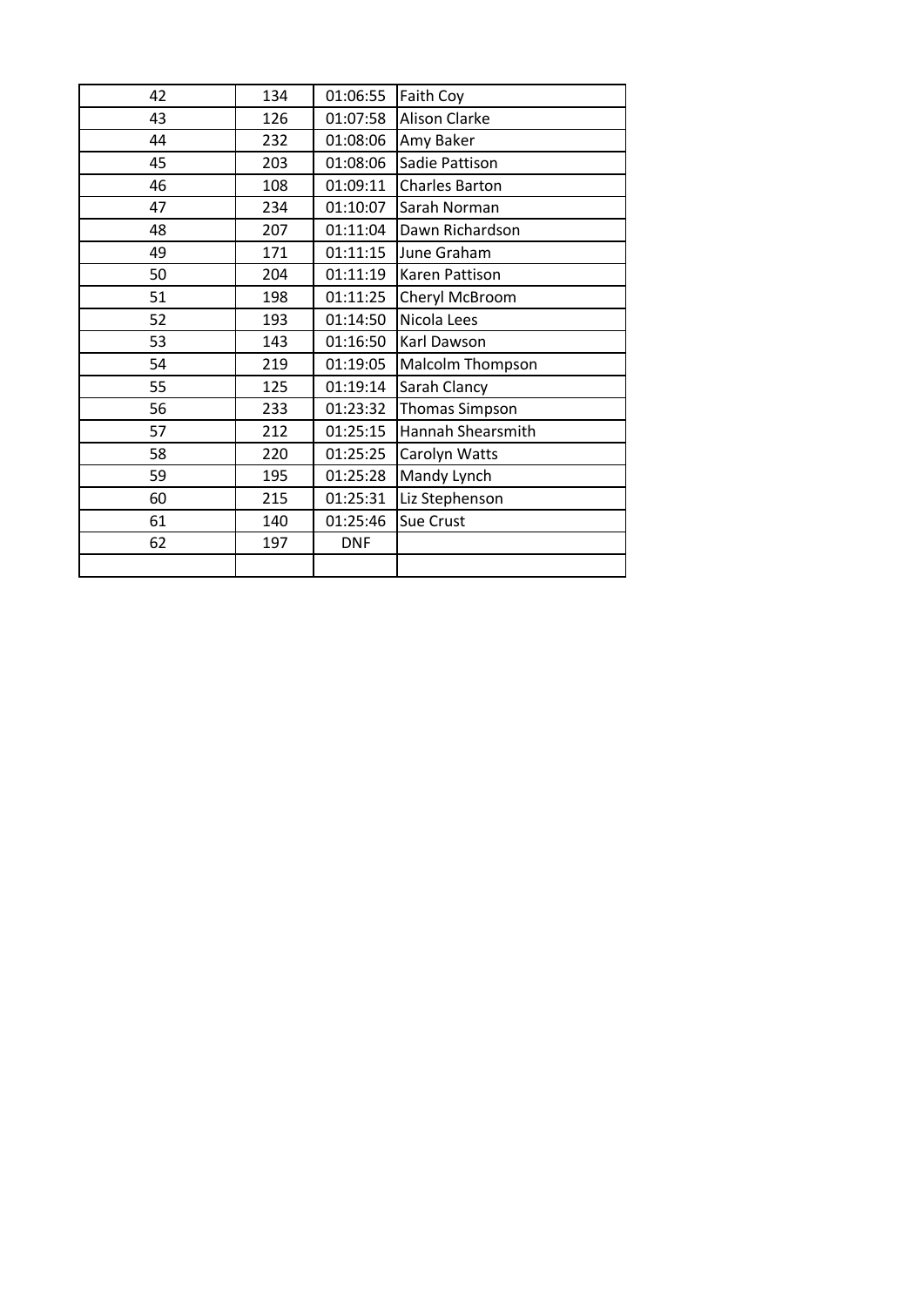| | | | |
|---|---|---|---|
| 42 | 134 | 01:06:55 | Faith Coy |
| 43 | 126 | 01:07:58 | Alison Clarke |
| 44 | 232 | 01:08:06 | Amy Baker |
| 45 | 203 | 01:08:06 | Sadie Pattison |
| 46 | 108 | 01:09:11 | Charles Barton |
| 47 | 234 | 01:10:07 | Sarah Norman |
| 48 | 207 | 01:11:04 | Dawn Richardson |
| 49 | 171 | 01:11:15 | June Graham |
| 50 | 204 | 01:11:19 | Karen Pattison |
| 51 | 198 | 01:11:25 | Cheryl McBroom |
| 52 | 193 | 01:14:50 | Nicola Lees |
| 53 | 143 | 01:16:50 | Karl Dawson |
| 54 | 219 | 01:19:05 | Malcolm Thompson |
| 55 | 125 | 01:19:14 | Sarah Clancy |
| 56 | 233 | 01:23:32 | Thomas Simpson |
| 57 | 212 | 01:25:15 | Hannah Shearsmith |
| 58 | 220 | 01:25:25 | Carolyn Watts |
| 59 | 195 | 01:25:28 | Mandy Lynch |
| 60 | 215 | 01:25:31 | Liz Stephenson |
| 61 | 140 | 01:25:46 | Sue Crust |
| 62 | 197 | DNF | |
| | | | |